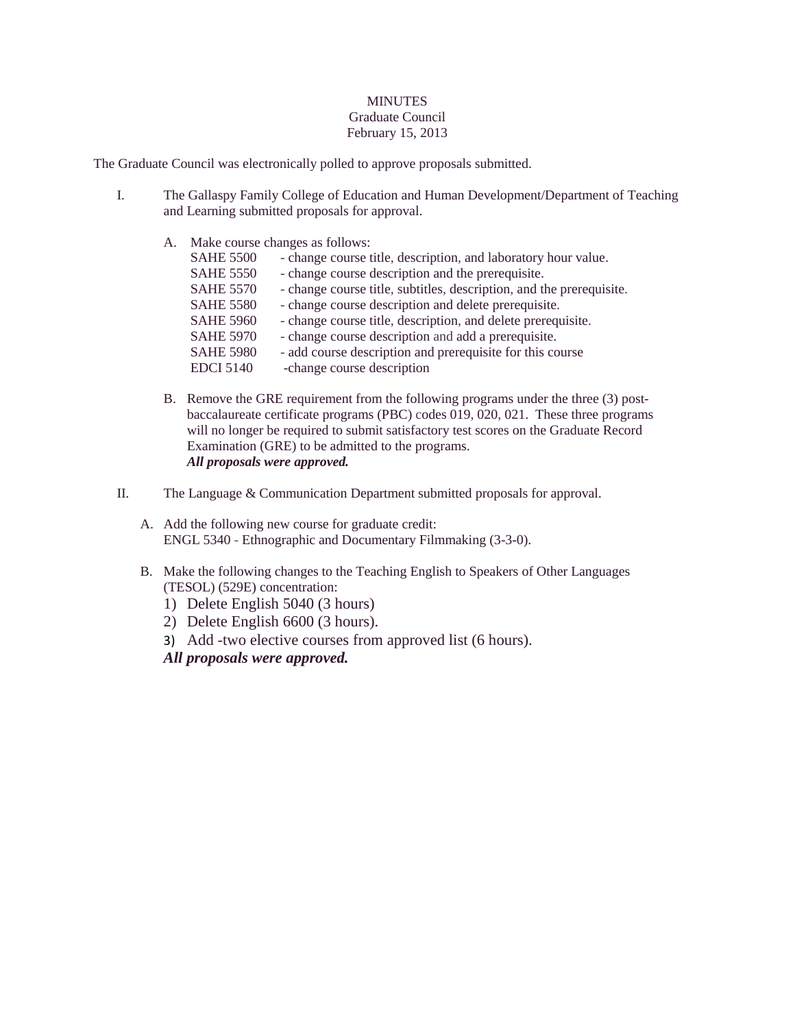MINUTES

Graduate Council

February 15, 2013

The Graduate Council was electronically polled to approve proposals submitted.

I. The Gallaspy Family College of Education and Human Development/Department of Teaching and Learning submitted proposals for approval.

   A. Make course changes as follows:

      SAHE 5500 - change course title, description, and laboratory hour value.  
      SAHE 5550 - change course description and the prerequisite.  
      SAHE 5570 - change course title, subtitles, description, and the prerequisite.  
      SAHE 5580 - change course description and delete prerequisite.  
      SAHE 5960 - change course title, description, and delete prerequisite.  
      SAHE 5970 - change course description and add a prerequisite.  
      SAHE 5980 - add course description and prerequisite for this course  
      EDCI 5140 -change course description

   B. Remove the GRE requirement from the following programs under the three (3) post-baccalaureate certificate programs (PBC) codes 019, 020, 021. These three programs will no longer be required to submit satisfactory test scores on the Graduate Record Examination (GRE) to be admitted to the programs.  
      ***All proposals were approved.***

II. The Language & Communication Department submitted proposals for approval.

   A. Add the following new course for graduate credit:  
      ENGL 5340 - Ethnographic and Documentary Filmmaking (3-3-0).

   B. Make the following changes to the Teaching English to Speakers of Other Languages (TESOL) (529E) concentration:
      1) Delete English 5040 (3 hours)
      2) Delete English 6600 (3 hours).
      3) Add -two elective courses from approved list (6 hours).

      ***All proposals were approved.***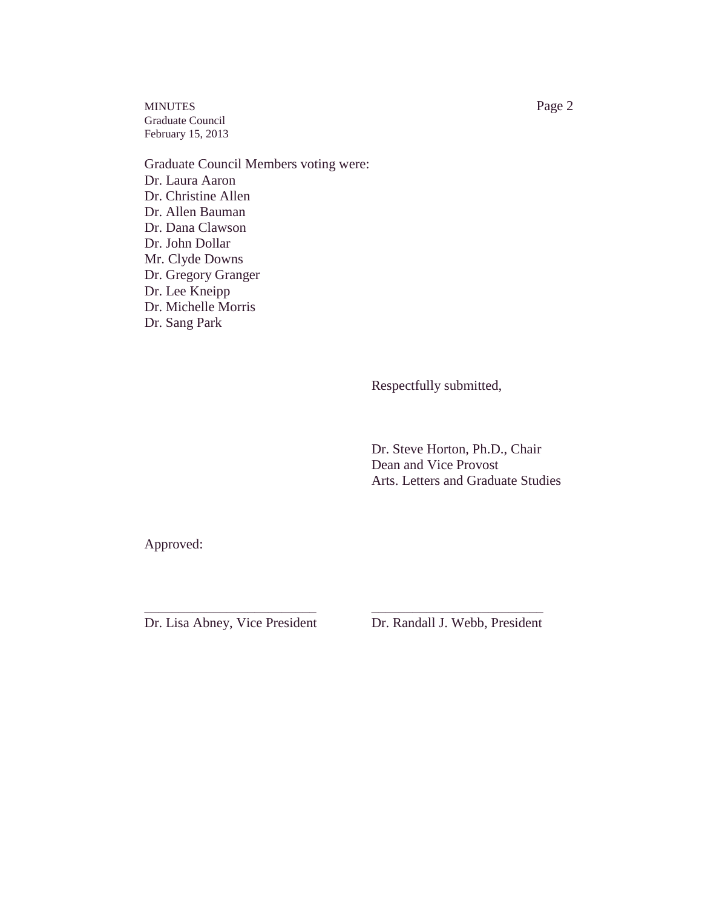Graduate Council Members voting were:
Dr. Laura Aaron
Dr. Christine Allen
Dr. Allen Bauman
Dr. Dana Clawson
Dr. John Dollar
Mr. Clyde Downs
Dr. Gregory Granger
Dr. Lee Kneipp
Dr. Michelle Morris
Dr. Sang Park

Respectfully submitted,

Dr. Steve Horton, Ph.D., Chair
Dean and Vice Provost
Arts. Letters and Graduate Studies

Approved:

\_\_\_\_\_\_\_\_\_\_\_\_\_\_\_\_\_\_\_\_\_\_\_\_\_
Dr. Lisa Abney, Vice President

\_\_\_\_\_\_\_\_\_\_\_\_\_\_\_\_\_\_\_\_\_\_\_\_\_
Dr. Randall J. Webb, President